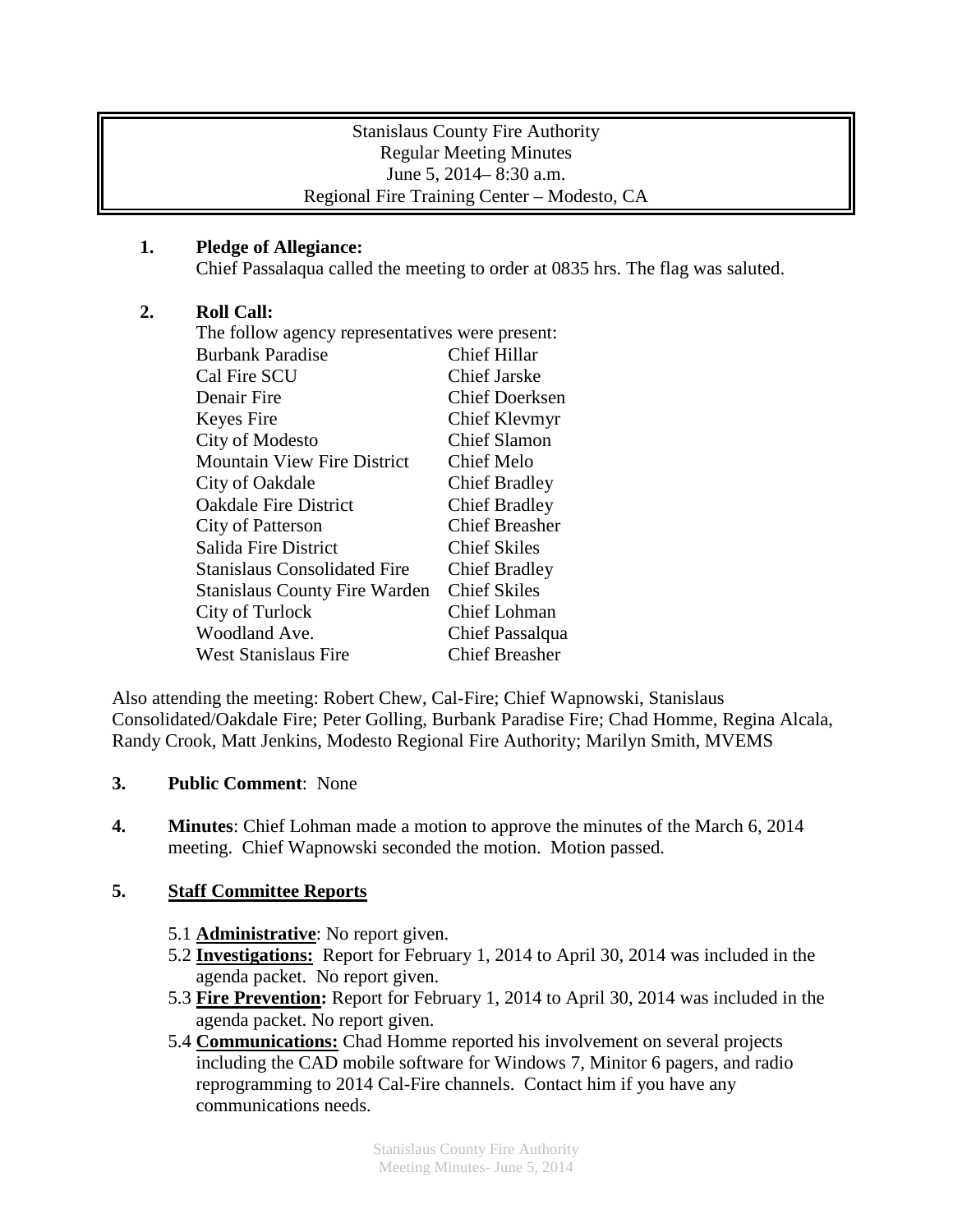Stanislaus County Fire Authority
Regular Meeting Minutes
June 5, 2014– 8:30 a.m.
Regional Fire Training Center – Modesto, CA

**1. Pledge of Allegiance:**
Chief Passalaqua called the meeting to order at 0835 hrs. The flag was saluted.

**2. Roll Call:**
The follow agency representatives were present:

| | |
|---|---|
| Burbank Paradise | Chief Hillar |
| Cal Fire SCU | Chief Jarske |
| Denair Fire | Chief Doerksen |
| Keyes Fire | Chief Klevmyr |
| City of Modesto | Chief Slamon |
| Mountain View Fire District | Chief Melo |
| City of Oakdale | Chief Bradley |
| Oakdale Fire District | Chief Bradley |
| City of Patterson | Chief Breasher |
| Salida Fire District | Chief Skiles |
| Stanislaus Consolidated Fire | Chief Bradley |
| Stanislaus County Fire Warden | Chief Skiles |
| City of Turlock | Chief Lohman |
| Woodland Ave. | Chief Passalqua |
| West Stanislaus Fire | Chief Breasher |

Also attending the meeting: Robert Chew, Cal-Fire; Chief Wapnowski, Stanislaus Consolidated/Oakdale Fire; Peter Golling, Burbank Paradise Fire; Chad Homme, Regina Alcala, Randy Crook, Matt Jenkins, Modesto Regional Fire Authority; Marilyn Smith, MVEMS

**3. Public Comment**: None

**4. Minutes**: Chief Lohman made a motion to approve the minutes of the March 6, 2014 meeting. Chief Wapnowski seconded the motion. Motion passed.

**5. Staff Committee Reports**

5.1 **Administrative**: No report given.

5.2 **Investigations:** Report for February 1, 2014 to April 30, 2014 was included in the agenda packet. No report given.

5.3 **Fire Prevention:** Report for February 1, 2014 to April 30, 2014 was included in the agenda packet. No report given.

5.4 **Communications:** Chad Homme reported his involvement on several projects including the CAD mobile software for Windows 7, Minitor 6 pagers, and radio reprogramming to 2014 Cal-Fire channels. Contact him if you have any communications needs.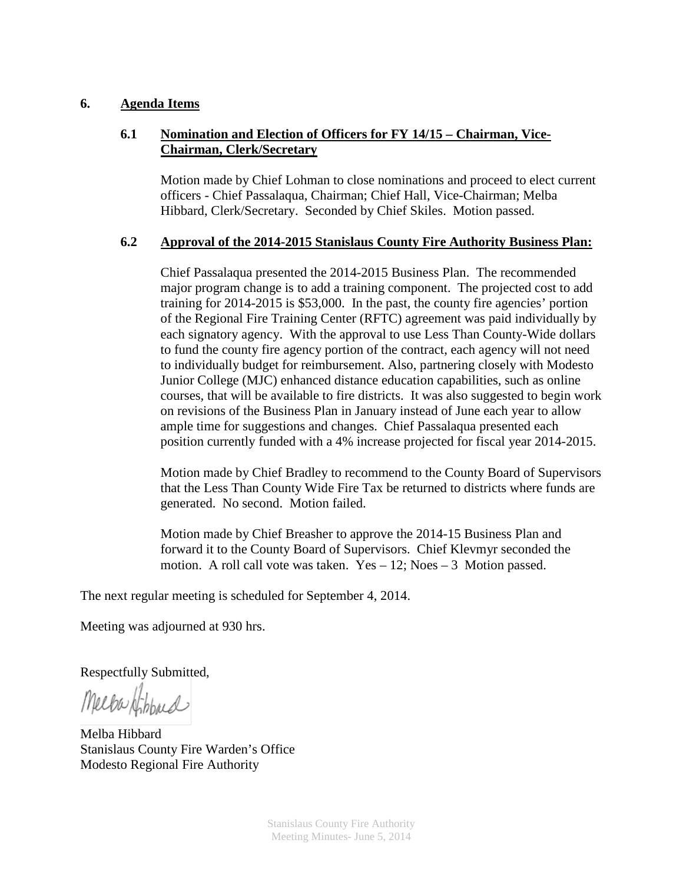## 6. Agenda Items

### 6.1 Nomination and Election of Officers for FY 14/15 – Chairman, Vice-Chairman, Clerk/Secretary

Motion made by Chief Lohman to close nominations and proceed to elect current officers - Chief Passalaqua, Chairman; Chief Hall, Vice-Chairman; Melba Hibbard, Clerk/Secretary. Seconded by Chief Skiles. Motion passed.

### 6.2 Approval of the 2014-2015 Stanislaus County Fire Authority Business Plan:

Chief Passalaqua presented the 2014-2015 Business Plan. The recommended major program change is to add a training component. The projected cost to add training for 2014-2015 is $53,000. In the past, the county fire agencies' portion of the Regional Fire Training Center (RFTC) agreement was paid individually by each signatory agency. With the approval to use Less Than County-Wide dollars to fund the county fire agency portion of the contract, each agency will not need to individually budget for reimbursement. Also, partnering closely with Modesto Junior College (MJC) enhanced distance education capabilities, such as online courses, that will be available to fire districts. It was also suggested to begin work on revisions of the Business Plan in January instead of June each year to allow ample time for suggestions and changes. Chief Passalaqua presented each position currently funded with a 4% increase projected for fiscal year 2014-2015.

Motion made by Chief Bradley to recommend to the County Board of Supervisors that the Less Than County Wide Fire Tax be returned to districts where funds are generated. No second. Motion failed.

Motion made by Chief Breasher to approve the 2014-15 Business Plan and forward it to the County Board of Supervisors. Chief Klevmyr seconded the motion. A roll call vote was taken. Yes – 12; Noes – 3 Motion passed.

The next regular meeting is scheduled for September 4, 2014.

Meeting was adjourned at 930 hrs.

Respectfully Submitted,

Melba Hibbard
Stanislaus County Fire Warden's Office
Modesto Regional Fire Authority